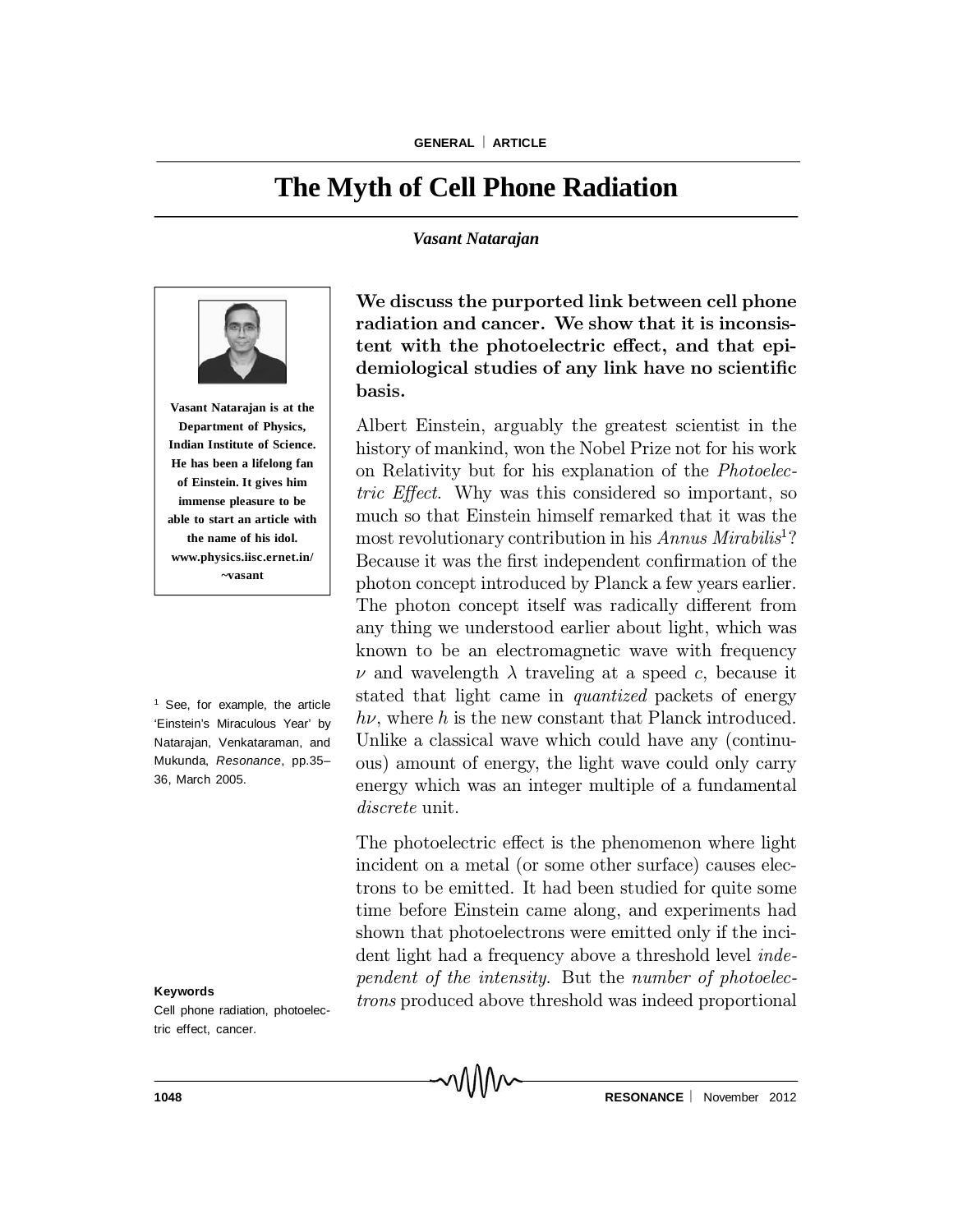# The Myth of Cell Phone Radiation

*Vasant Natarajan*

**Vasant Natarajan is at the Department of Physics, Indian Institute of Science. He has been a lifelong fan of Einstein. It gives him immense pleasure to be able to start an article with the name of his idol. www.physics.iisc.ernet.in/~vasant**

**We discuss the purported link between cell phone radiation and cancer. We show that it is inconsistent with the photoelectric effect, and that epidemiological studies of any link have no scientific basis.**

Albert Einstein, arguably the greatest scientist in the history of mankind, won the Nobel Prize not for his work on Relativity but for his explanation of the *Photoelectric Effect*. Why was this considered so important, so much so that Einstein himself remarked that it was the most revolutionary contribution in his *Annus Mirabilis*[1]? Because it was the first independent confirmation of the photon concept introduced by Planck a few years earlier. The photon concept itself was radically different from any thing we understood earlier about light, which was known to be an electromagnetic wave with frequency $\nu$ and wavelength $\lambda$ traveling at a speed $c$, because it stated that light came in *quantized* packets of energy $h\nu$, where $h$ is the new constant that Planck introduced. Unlike a classical wave which could have any (continuous) amount of energy, the light wave could only carry energy which was an integer multiple of a fundamental *discrete* unit.

[1] See, for example, the article 'Einstein's Miraculous Year' by Natarajan, Venkataraman, and Mukunda, *Resonance*, pp.35–36, March 2005.

The photoelectric effect is the phenomenon where light incident on a metal (or some other surface) causes electrons to be emitted. It had been studied for quite some time before Einstein came along, and experiments had shown that photoelectrons were emitted only if the incident light had a frequency above a threshold level *independent of the intensity*. But the *number of photoelectrons* produced above threshold was indeed proportional

**Keywords**

Cell phone radiation, photoelectric effect, cancer.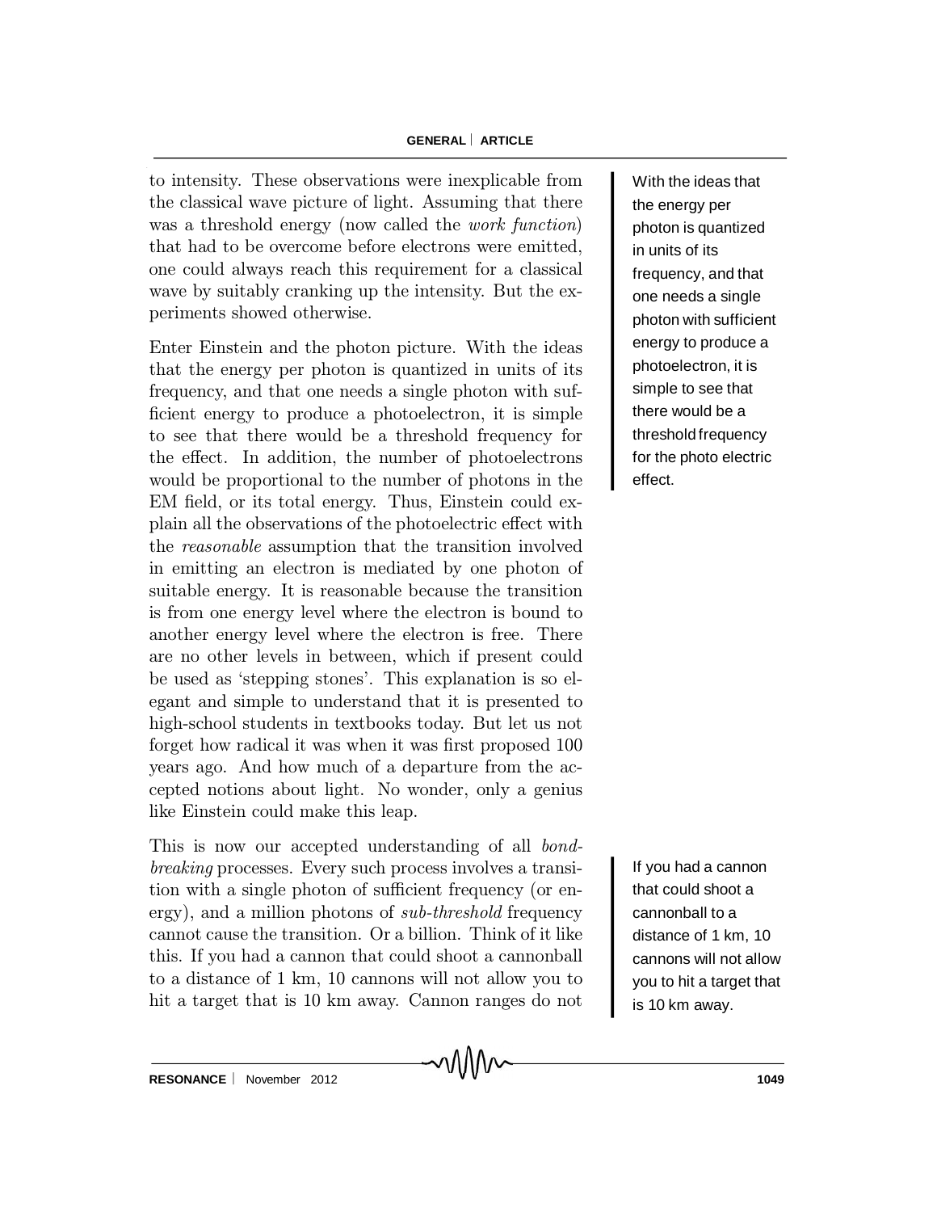to intensity. These observations were inexplicable from the classical wave picture of light. Assuming that there was a threshold energy (now called the *work function*) that had to be overcome before electrons were emitted, one could always reach this requirement for a classical wave by suitably cranking up the intensity. But the experiments showed otherwise.

Enter Einstein and the photon picture. With the ideas that the energy per photon is quantized in units of its frequency, and that one needs a single photon with sufficient energy to produce a photoelectron, it is simple to see that there would be a threshold frequency for the effect. In addition, the number of photoelectrons would be proportional to the number of photons in the EM field, or its total energy. Thus, Einstein could explain all the observations of the photoelectric effect with the *reasonable* assumption that the transition involved in emitting an electron is mediated by one photon of suitable energy. It is reasonable because the transition is from one energy level where the electron is bound to another energy level where the electron is free. There are no other levels in between, which if present could be used as 'stepping stones'. This explanation is so elegant and simple to understand that it is presented to high-school students in textbooks today. But let us not forget how radical it was when it was first proposed 100 years ago. And how much of a departure from the accepted notions about light. No wonder, only a genius like Einstein could make this leap.

With the ideas that the energy per photon is quantized in units of its frequency, and that one needs a single photon with sufficient energy to produce a photoelectron, it is simple to see that there would be a threshold frequency for the photo electric effect.

This is now our accepted understanding of all *bond-breaking* processes. Every such process involves a transition with a single photon of sufficient frequency (or energy), and a million photons of *sub-threshold* frequency cannot cause the transition. Or a billion. Think of it like this. If you had a cannon that could shoot a cannonball to a distance of 1 km, 10 cannons will not allow you to hit a target that is 10 km away. Cannon ranges do not

If you had a cannon that could shoot a cannonball to a distance of 1 km, 10 cannons will not allow you to hit a target that is 10 km away.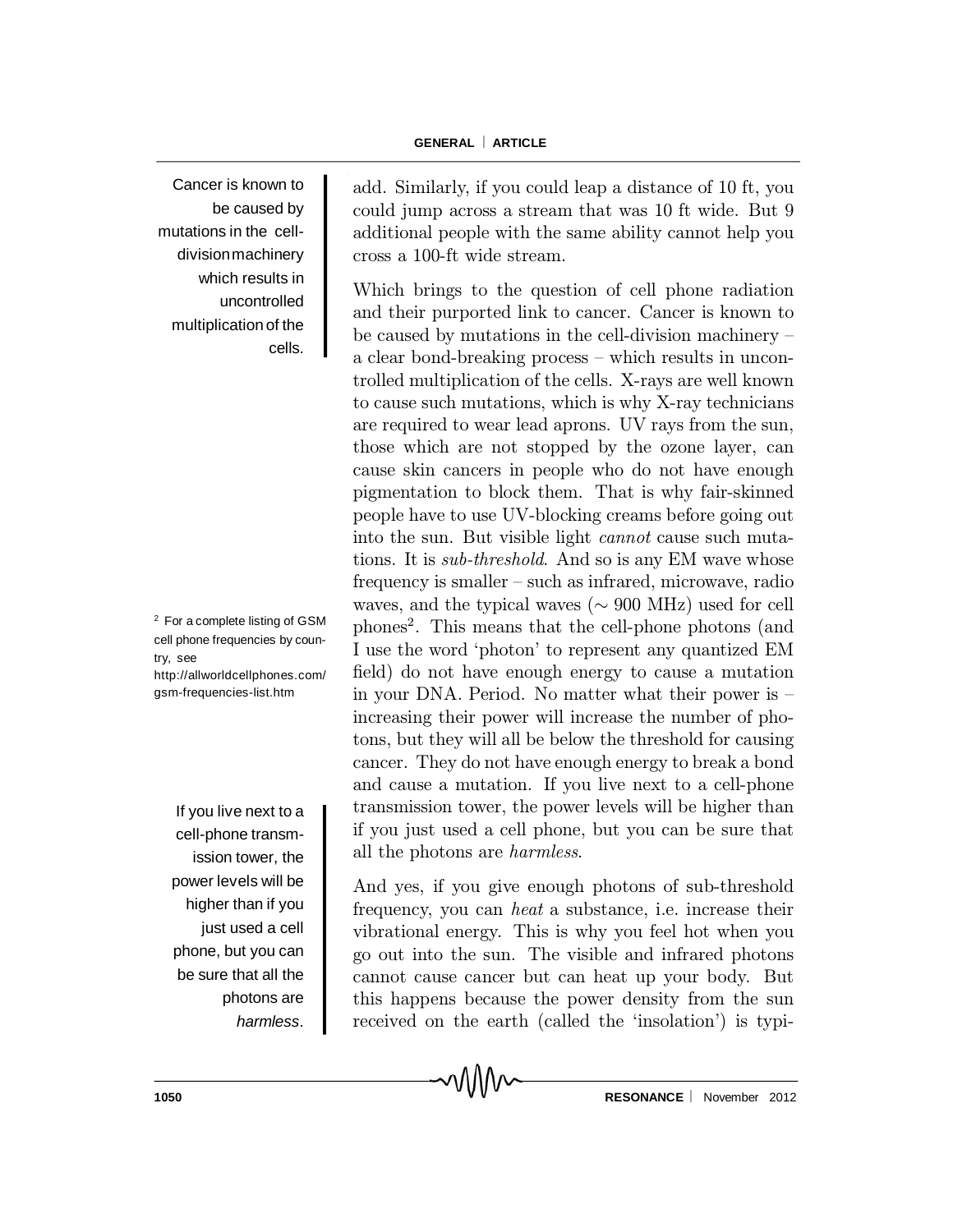add. Similarly, if you could leap a distance of 10 ft, you could jump across a stream that was 10 ft wide. But 9 additional people with the same ability cannot help you cross a 100-ft wide stream.

Cancer is known to be caused by mutations in the cell-division machinery which results in uncontrolled multiplication of the cells.

Which brings to the question of cell phone radiation and their purported link to cancer. Cancer is known to be caused by mutations in the cell-division machinery – a clear bond-breaking process – which results in uncontrolled multiplication of the cells. X-rays are well known to cause such mutations, which is why X-ray technicians are required to wear lead aprons. UV rays from the sun, those which are not stopped by the ozone layer, can cause skin cancers in people who do not have enough pigmentation to block them. That is why fair-skinned people have to use UV-blocking creams before going out into the sun. But visible light *cannot* cause such mutations. It is *sub-threshold*. And so is any EM wave whose frequency is smaller – such as infrared, microwave, radio waves, and the typical waves ($\sim$ 900 MHz) used for cell phones[2]. This means that the cell-phone photons (and I use the word 'photon' to represent any quantized EM field) do not have enough energy to cause a mutation in your DNA. Period. No matter what their power is – increasing their power will increase the number of photons, but they will all be below the threshold for causing cancer. They do not have enough energy to break a bond and cause a mutation. If you live next to a cell-phone transmission tower, the power levels will be higher than if you just used a cell phone, but you can be sure that all the photons are *harmless*.

[2] For a complete listing of GSM cell phone frequencies by country, see http://allworldcellphones.com/gsm-frequencies-list.htm

If you live next to a cell-phone transmission tower, the power levels will be higher than if you just used a cell phone, but you can be sure that all the photons are *harmless*.

And yes, if you give enough photons of sub-threshold frequency, you can *heat* a substance, i.e. increase their vibrational energy. This is why you feel hot when you go out into the sun. The visible and infrared photons cannot cause cancer but can heat up your body. But this happens because the power density from the sun received on the earth (called the 'insolation') is typi-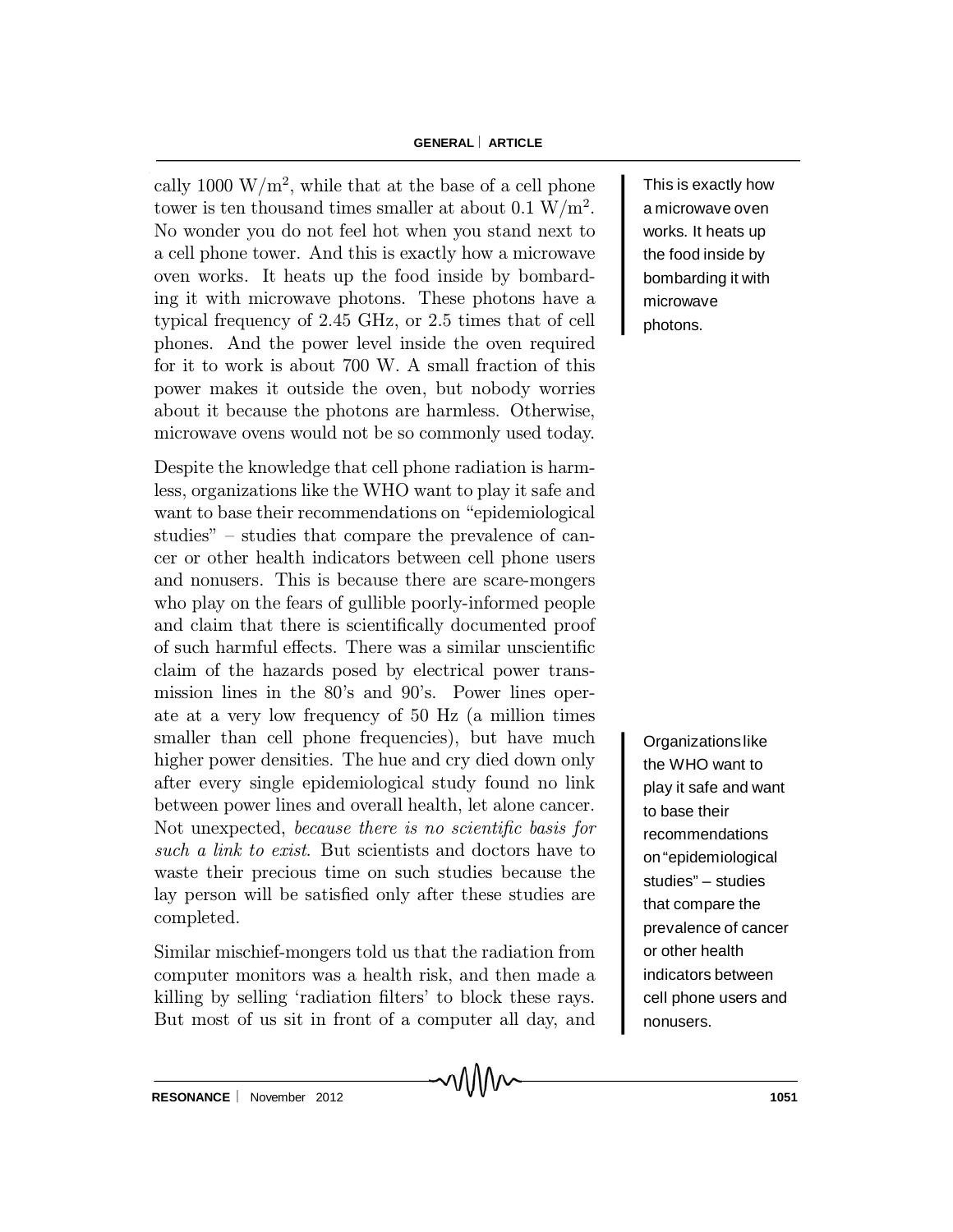cally 1000 $W/m^2$, while that at the base of a cell phone tower is ten thousand times smaller at about 0.1 $W/m^2$. No wonder you do not feel hot when you stand next to a cell phone tower. And this is exactly how a microwave oven works. It heats up the food inside by bombarding it with microwave photons. These photons have a typical frequency of 2.45 GHz, or 2.5 times that of cell phones. And the power level inside the oven required for it to work is about 700 W. A small fraction of this power makes it outside the oven, but nobody worries about it because the photons are harmless. Otherwise, microwave ovens would not be so commonly used today.

> This is exactly how a microwave oven works. It heats up the food inside by bombarding it with microwave photons.

Despite the knowledge that cell phone radiation is harmless, organizations like the WHO want to play it safe and want to base their recommendations on "epidemiological studies" – studies that compare the prevalence of cancer or other health indicators between cell phone users and nonusers. This is because there are scare-mongers who play on the fears of gullible poorly-informed people and claim that there is scientifically documented proof of such harmful effects. There was a similar unscientific claim of the hazards posed by electrical power transmission lines in the 80's and 90's. Power lines operate at a very low frequency of 50 Hz (a million times smaller than cell phone frequencies), but have much higher power densities. The hue and cry died down only after every single epidemiological study found no link between power lines and overall health, let alone cancer. Not unexpected, *because there is no scientific basis for such a link to exist*. But scientists and doctors have to waste their precious time on such studies because the lay person will be satisfied only after these studies are completed.

> Organizations like the WHO want to play it safe and want to base their recommendations on "epidemiological studies" – studies that compare the prevalence of cancer or other health indicators between cell phone users and nonusers.

Similar mischief-mongers told us that the radiation from computer monitors was a health risk, and then made a killing by selling 'radiation filters' to block these rays. But most of us sit in front of a computer all day, and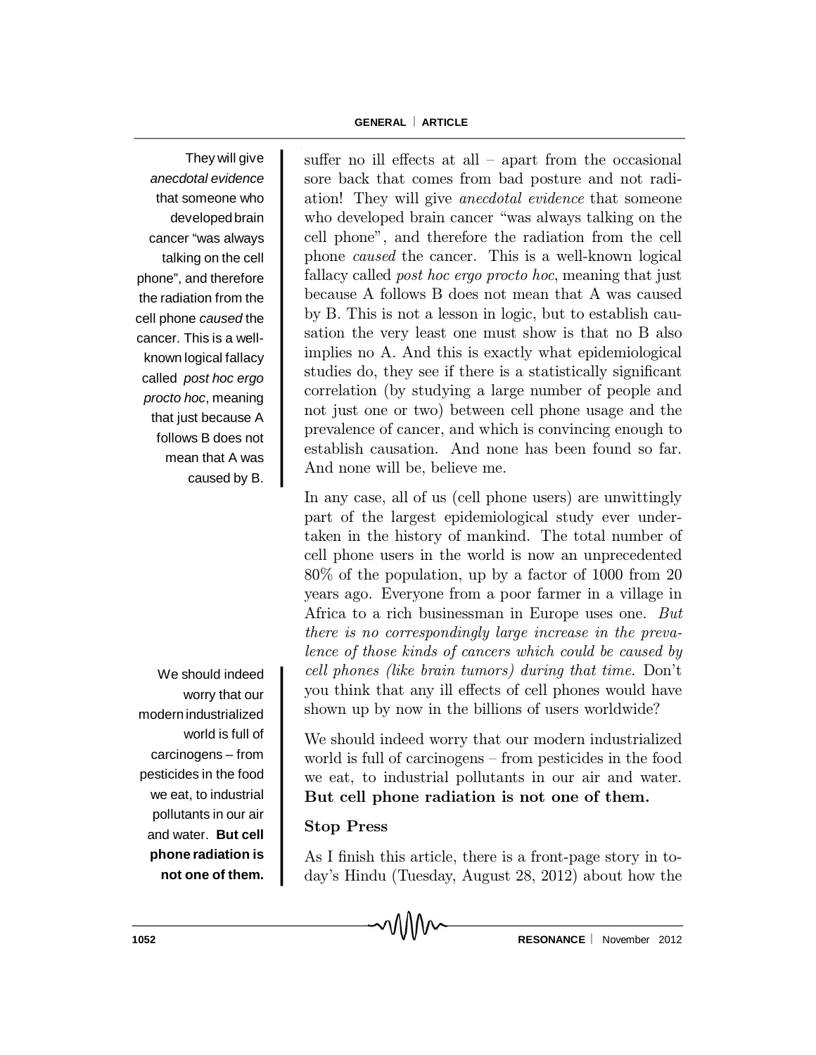suffer no ill effects at all – apart from the occasional sore back that comes from bad posture and not radiation! They will give *anecdotal evidence* that someone who developed brain cancer "was always talking on the cell phone", and therefore the radiation from the cell phone *caused* the cancer. This is a well-known logical fallacy called *post hoc ergo procto hoc*, meaning that just because A follows B does not mean that A was caused by B. This is not a lesson in logic, but to establish causation the very least one must show is that no B also implies no A. And this is exactly what epidemiological studies do, they see if there is a statistically significant correlation (by studying a large number of people and not just one or two) between cell phone usage and the prevalence of cancer, and which is convincing enough to establish causation. And none has been found so far. And none will be, believe me.

In any case, all of us (cell phone users) are unwittingly part of the largest epidemiological study ever undertaken in the history of mankind. The total number of cell phone users in the world is now an unprecedented 80% of the population, up by a factor of 1000 from 20 years ago. Everyone from a poor farmer in a village in Africa to a rich businessman in Europe uses one. *But there is no correspondingly large increase in the prevalence of those kinds of cancers which could be caused by cell phones (like brain tumors) during that time.* Don't you think that any ill effects of cell phones would have shown up by now in the billions of users worldwide?

We should indeed worry that our modern industrialized world is full of carcinogens – from pesticides in the food we eat, to industrial pollutants in our air and water. **But cell phone radiation is not one of them.**

**Stop Press**

As I finish this article, there is a front-page story in today's Hindu (Tuesday, August 28, 2012) about how the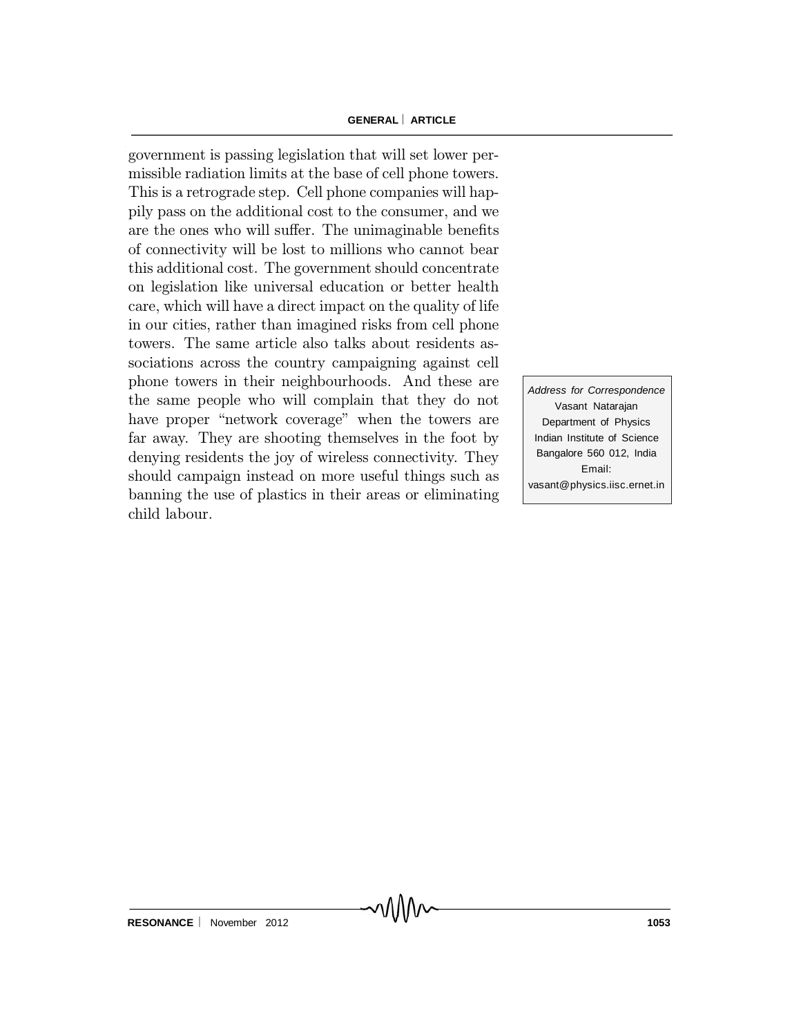government is passing legislation that will set lower permissible radiation limits at the base of cell phone towers. This is a retrograde step. Cell phone companies will happily pass on the additional cost to the consumer, and we are the ones who will suffer. The unimaginable benefits of connectivity will be lost to millions who cannot bear this additional cost. The government should concentrate on legislation like universal education or better health care, which will have a direct impact on the quality of life in our cities, rather than imagined risks from cell phone towers. The same article also talks about residents associations across the country campaigning against cell phone towers in their neighbourhoods. And these are the same people who will complain that they do not have proper "network coverage" when the towers are far away. They are shooting themselves in the foot by denying residents the joy of wireless connectivity. They should campaign instead on more useful things such as banning the use of plastics in their areas or eliminating child labour.

*Address for Correspondence*
Vasant Natarajan
Department of Physics
Indian Institute of Science
Bangalore 560 012, India
Email:
vasant@physics.iisc.ernet.in